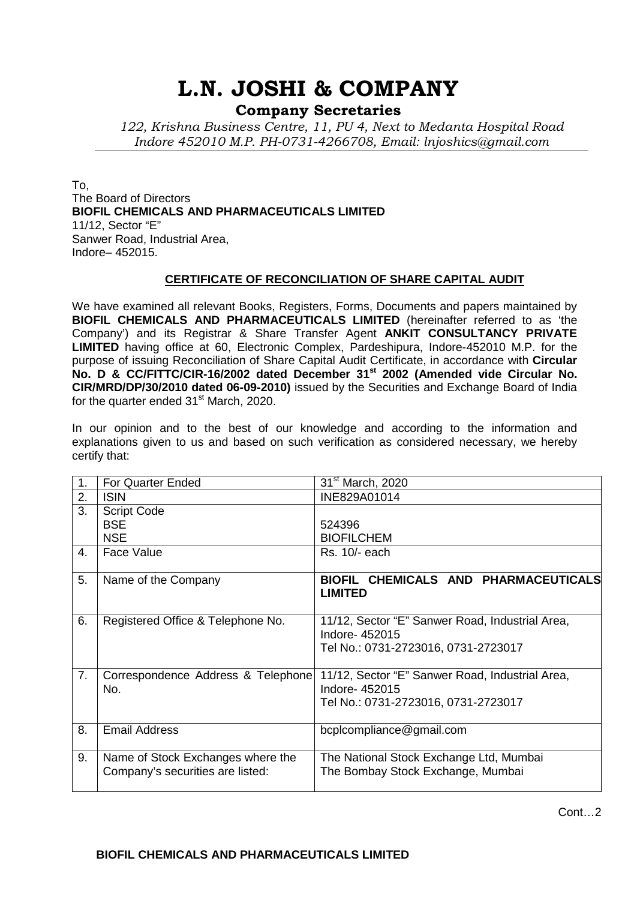# L.N. JOSHI & COMPANY

**Company Secretaries**

*122, Krishna Business Centre, 11, PU 4, Next to Medanta Hospital Road*
*Indore 452010 M.P. PH-0731-4266708, Email: lnjoshics@gmail.com*

To,
The Board of Directors
**BIOFIL CHEMICALS AND PHARMACEUTICALS LIMITED**
11/12, Sector "E"
Sanwer Road, Industrial Area,
Indore– 452015.

## CERTIFICATE OF RECONCILIATION OF SHARE CAPITAL AUDIT

We have examined all relevant Books, Registers, Forms, Documents and papers maintained by **BIOFIL CHEMICALS AND PHARMACEUTICALS LIMITED** (hereinafter referred to as 'the Company') and its Registrar & Share Transfer Agent **ANKIT CONSULTANCY PRIVATE LIMITED** having office at 60, Electronic Complex, Pardeshipura, Indore-452010 M.P. for the purpose of issuing Reconciliation of Share Capital Audit Certificate, in accordance with **Circular No. D & CC/FITTC/CIR-16/2002 dated December 31st 2002 (Amended vide Circular No. CIR/MRD/DP/30/2010 dated 06-09-2010)** issued by the Securities and Exchange Board of India for the quarter ended 31st March, 2020.

In our opinion and to the best of our knowledge and according to the information and explanations given to us and based on such verification as considered necessary, we hereby certify that:

| | | |
|---|---|---|
| 1. | For Quarter Ended | 31st March, 2020 |
| 2. | ISIN | INE829A01014 |
| 3. | Script Code<br>BSE<br>NSE | <br>524396<br>BIOFILCHEM |
| 4. | Face Value | Rs. 10/- each |
| 5. | Name of the Company | **BIOFIL CHEMICALS AND PHARMACEUTICALS LIMITED** |
| 6. | Registered Office & Telephone No. | 11/12, Sector "E" Sanwer Road, Industrial Area, Indore- 452015<br>Tel No.: 0731-2723016, 0731-2723017 |
| 7. | Correspondence Address & Telephone No. | 11/12, Sector "E" Sanwer Road, Industrial Area, Indore- 452015<br>Tel No.: 0731-2723016, 0731-2723017 |
| 8. | Email Address | bcplcompliance@gmail.com |
| 9. | Name of Stock Exchanges where the Company's securities are listed: | The National Stock Exchange Ltd, Mumbai<br>The Bombay Stock Exchange, Mumbai |

Cont…2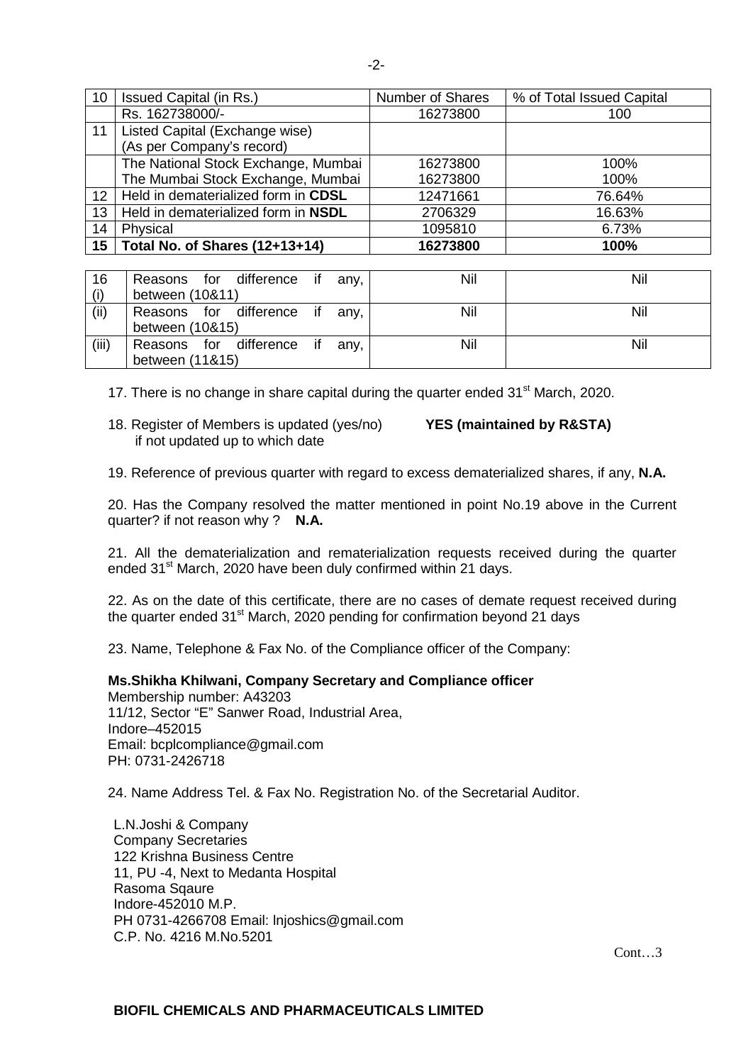| 10 | Issued Capital (in Rs.) | Number of Shares | % of Total Issued Capital |
|---|---|---|---|
| | Rs. 162738000/- | 16273800 | 100 |
| 11 | Listed Capital (Exchange wise) (As per Company's record) | | |
| | The National Stock Exchange, Mumbai | 16273800 | 100% |
| | The Mumbai Stock Exchange, Mumbai | 16273800 | 100% |
| 12 | Held in dematerialized form in **CDSL** | 12471661 | 76.64% |
| 13 | Held in dematerialized form in **NSDL** | 2706329 | 16.63% |
| 14 | Physical | 1095810 | 6.73% |
| **15** | **Total No. of Shares (12+13+14)** | **16273800** | **100%** |

| | | | |
|---|---|---|---|
| 16 (i) | Reasons for difference if any, between (10&11) | Nil | Nil |
| (ii) | Reasons for difference if any, between (10&15) | Nil | Nil |
| (iii) | Reasons for difference if any, between (11&15) | Nil | Nil |

17. There is no change in share capital during the quarter ended 31st March, 2020.

18. Register of Members is updated (yes/no) **YES (maintained by R&STA)**
if not updated up to which date

19. Reference of previous quarter with regard to excess dematerialized shares, if any, **N.A.**

20. Has the Company resolved the matter mentioned in point No.19 above in the Current quarter? if not reason why ? **N.A.**

21. All the dematerialization and rematerialization requests received during the quarter ended 31st March, 2020 have been duly confirmed within 21 days.

22. As on the date of this certificate, there are no cases of demate request received during the quarter ended 31st March, 2020 pending for confirmation beyond 21 days

23. Name, Telephone & Fax No. of the Compliance officer of the Company:

**Ms.Shikha Khilwani, Company Secretary and Compliance officer**
Membership number: A43203
11/12, Sector "E" Sanwer Road, Industrial Area,
Indore–452015
Email: bcplcompliance@gmail.com
PH: 0731-2426718

24. Name Address Tel. & Fax No. Registration No. of the Secretarial Auditor.

L.N.Joshi & Company
Company Secretaries
122 Krishna Business Centre
11, PU -4, Next to Medanta Hospital
Rasoma Sqaure
Indore-452010 M.P.
PH 0731-4266708 Email: lnjoshics@gmail.com
C.P. No. 4216 M.No.5201

Cont…3

**BIOFIL CHEMICALS AND PHARMACEUTICALS LIMITED**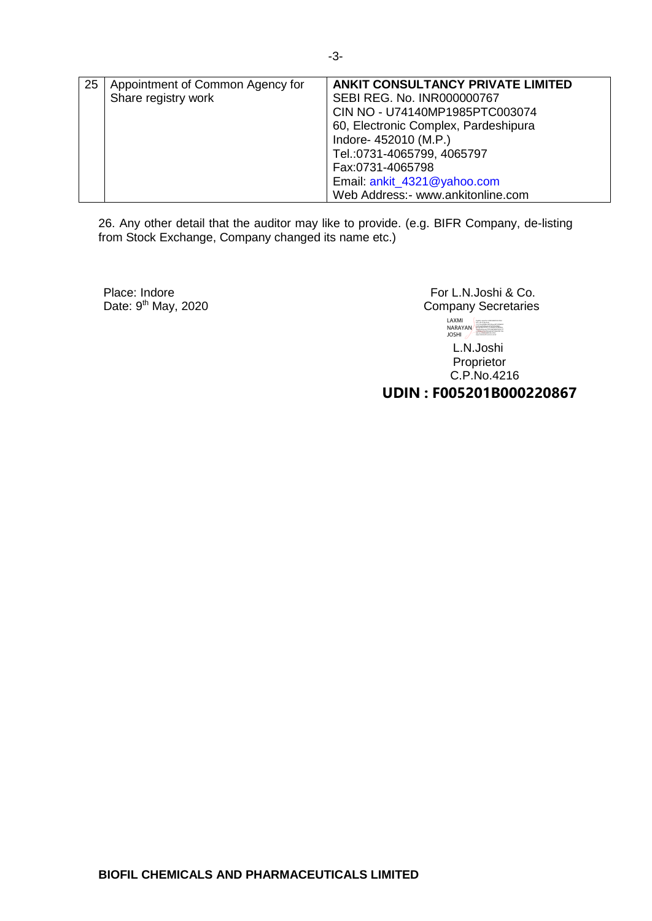| | | |
|---|---|---|
| 25 | Appointment of Common Agency for Share registry work | **ANKIT CONSULTANCY PRIVATE LIMITED**<br>SEBI REG. No. INR000000767<br>CIN NO - U74140MP1985PTC003074<br>60, Electronic Complex, Pardeshipura<br>Indore- 452010 (M.P.)<br>Tel.:0731-4065799, 4065797<br>Fax:0731-4065798<br>Email: ankit_4321@yahoo.com<br>Web Address:- www.ankitonline.com |

26. Any other detail that the auditor may like to provide. (e.g. BIFR Company, de-listing from Stock Exchange, Company changed its name etc.)

Place: Indore
Date: 9th May, 2020

For L.N.Joshi & Co.
Company Secretaries

LAXMI NARAYAN JOSHI

L.N.Joshi
Proprietor
C.P.No.4216

**UDIN : F005201B000220867**

**BIOFIL CHEMICALS AND PHARMACEUTICALS LIMITED**